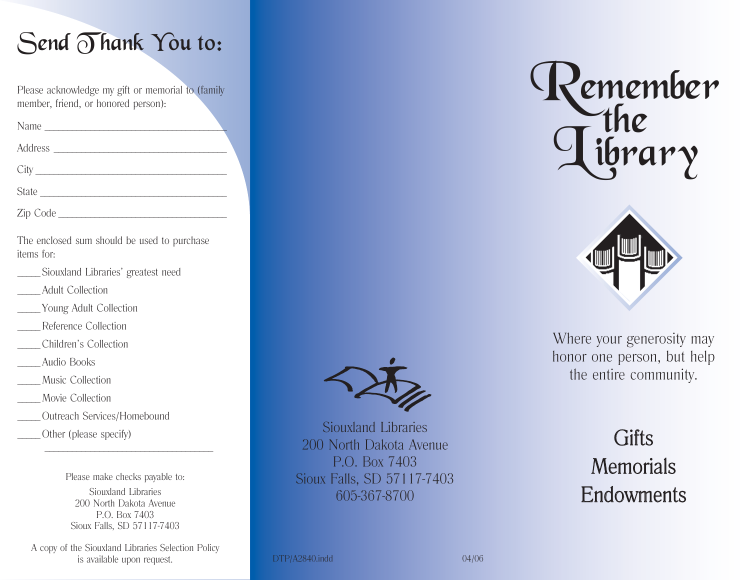# Send Thank You to:

Please acknowledge my gift or memorial to (family member, friend, or honored person):

Name ___________________________________

Address ________________________________

City ____________________________________

State ___________________________________

Zip Code ________________________________

The enclosed sum should be used to purchase items for:

_____ Siouxland Libraries' greatest need

_____ Adult Collection

_____ Young Adult Collection

_____ Reference Collection

_____ Children's Collection

_____ Audio Books

_____ Music Collection

_____ Movie Collection

_____ Outreach Services/Homebound

_____ Other (please specify)

________________________________

Please make checks payable to:

Siouxland Libraries
200 North Dakota Avenue
P.O. Box 7403
Sioux Falls, SD 57117-7403

A copy of the Siouxland Libraries Selection Policy is available upon request.

Siouxland Libraries
200 North Dakota Avenue
P.O. Box 7403
Sioux Falls, SD 57117-7403
605-367-8700

DTP/A2840.indd 04/06

# Remember the Library

Where your generosity may honor one person, but help the entire community.

## Gifts
## Memorials
## Endowments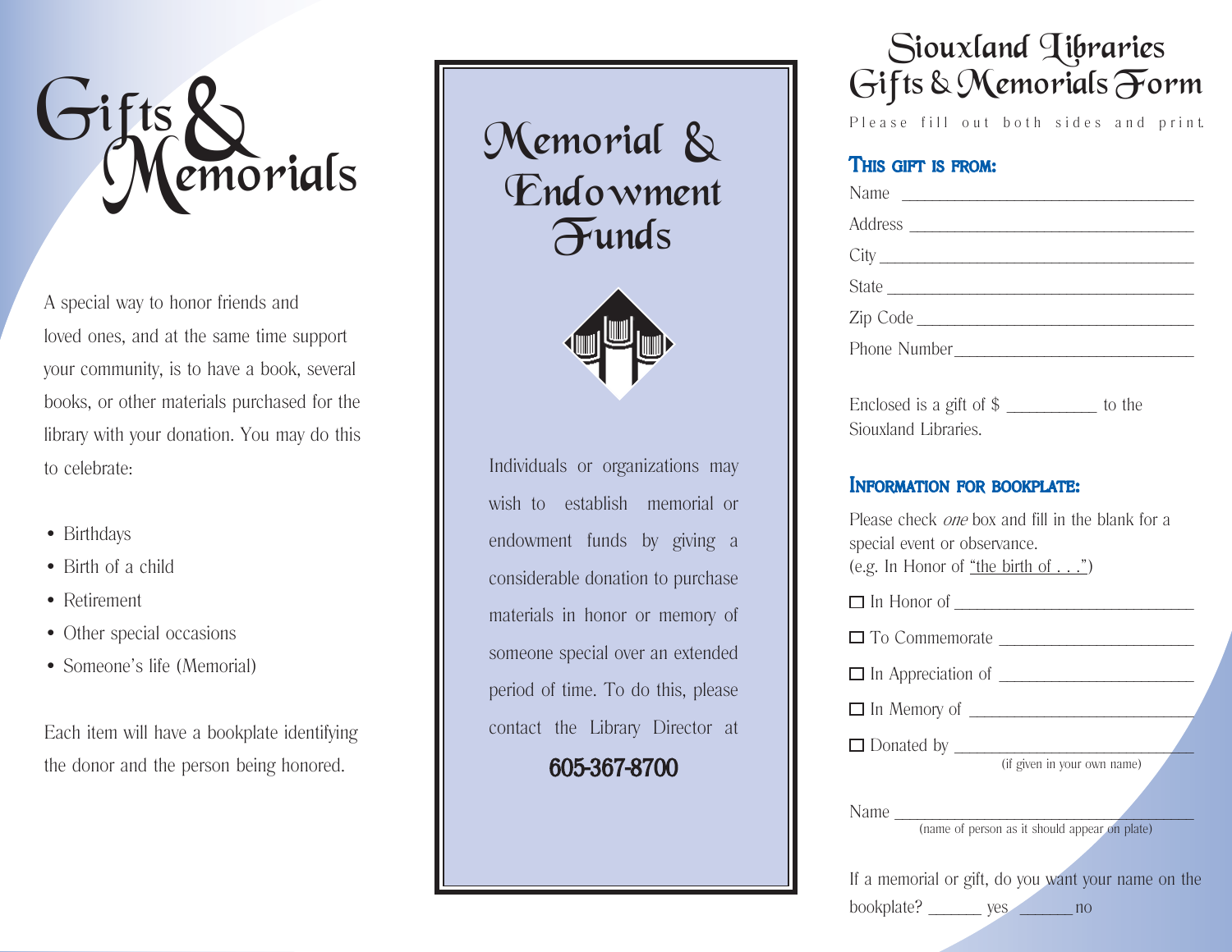# Gifts & Memorials

A special way to honor friends and loved ones, and at the same time support your community, is to have a book, several books, or other materials purchased for the library with your donation. You may do this to celebrate:

- Birthdays
- Birth of a child
- Retirement
- Other special occasions
- Someone's life (Memorial)

Each item will have a bookplate identifying the donor and the person being honored.

# Memorial & Endowment Funds

Individuals or organizations may wish to establish memorial or endowment funds by giving a considerable donation to purchase materials in honor or memory of someone special over an extended period of time. To do this, please contact the Library Director at

**605-367-8700**

# Siouxland Libraries Gifts & Memorials Form

Please fill out both sides and print.

## This gift is from:

Name ___________________________________

Address _________________________________

City ____________________________________

State ___________________________________

Zip Code ________________________________

Phone Number____________________________

Enclosed is a gift of $ __________ to the Siouxland Libraries.

## Information for bookplate:

Please check *one* box and fill in the blank for a special event or observance.
(e.g. In Honor of "the birth of . . .")

☐ In Honor of ____________________________

☐ To Commemorate ________________________

☐ In Appreciation of _______________________

☐ In Memory of __________________________

☐ Donated by ____________________________
(if given in your own name)

Name ___________________________________
(name of person as it should appear on plate)

If a memorial or gift, do you want your name on the bookplate? ______ yes ______ no